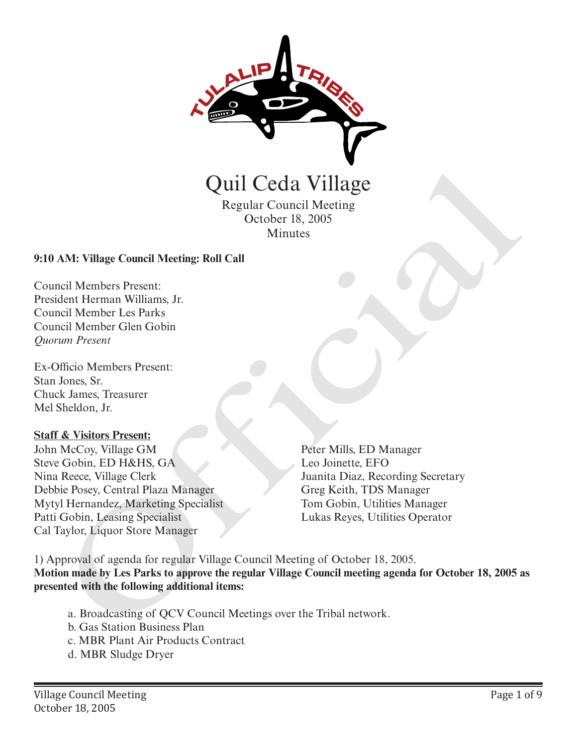# Quil Ceda Village

Regular Council Meeting
October 18, 2005
Minutes

**9:10 AM: Village Council Meeting: Roll Call**

Council Members Present:
President Herman Williams, Jr.
Council Member Les Parks
Council Member Glen Gobin
*Quorum Present*

Ex-Officio Members Present:
Stan Jones, Sr.
Chuck James, Treasurer
Mel Sheldon, Jr.

**Staff & Visitors Present:**
John McCoy, Village GM
Steve Gobin, ED H&HS, GA
Nina Reece, Village Clerk
Debbie Posey, Central Plaza Manager
Mytyl Hernandez, Marketing Specialist
Patti Gobin, Leasing Specialist
Cal Taylor, Liquor Store Manager
Peter Mills, ED Manager
Leo Joinette, EFO
Juanita Diaz, Recording Secretary
Greg Keith, TDS Manager
Tom Gobin, Utilities Manager
Lukas Reyes, Utilities Operator

1) Approval of agenda for regular Village Council Meeting of October 18, 2005.
**Motion made by Les Parks to approve the regular Village Council meeting agenda for October 18, 2005 as presented with the following additional items:**

a. Broadcasting of QCV Council Meetings over the Tribal network.
b. Gas Station Business Plan
c. MBR Plant Air Products Contract
d. MBR Sludge Dryer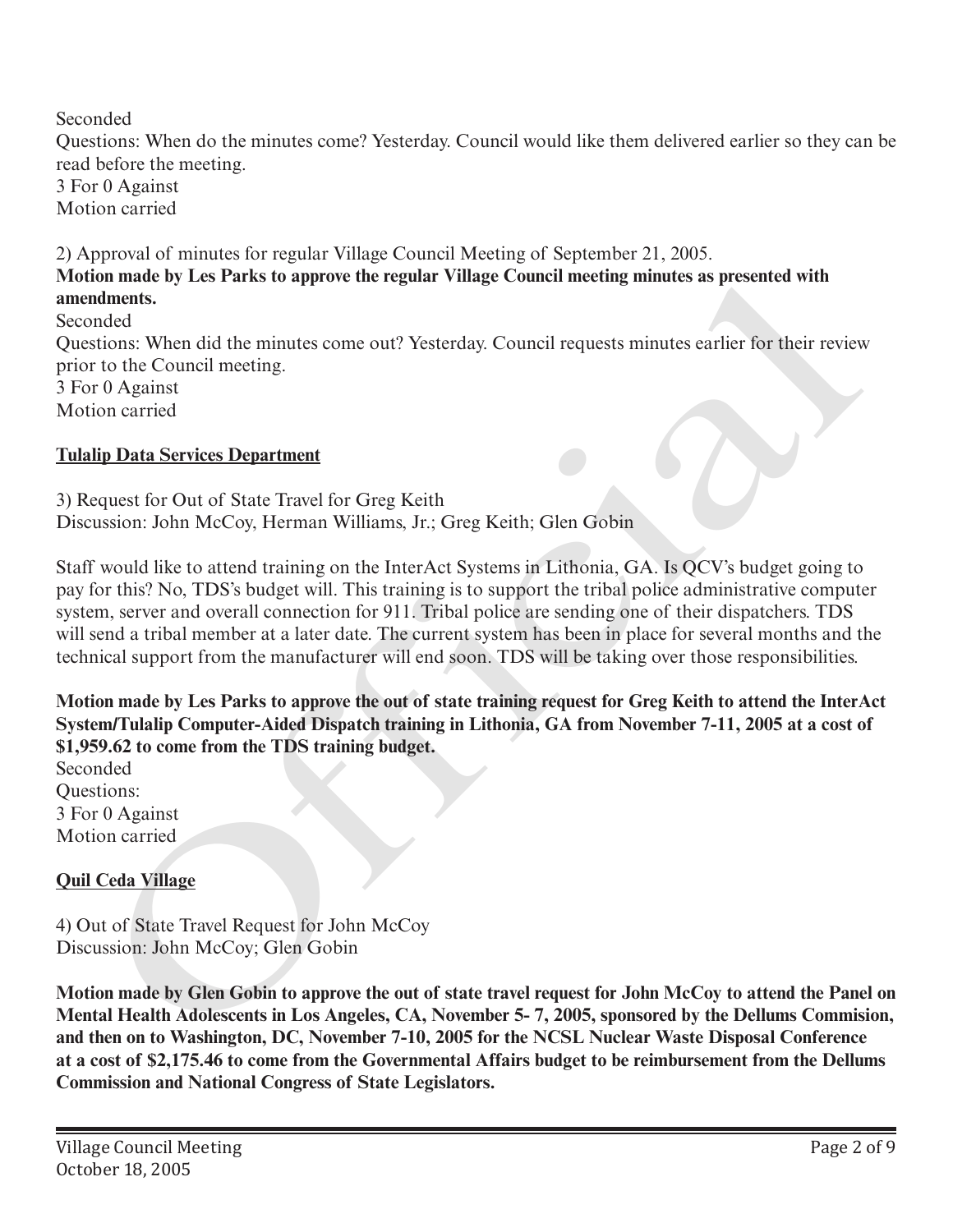Seconded

Questions: When do the minutes come? Yesterday. Council would like them delivered earlier so they can be read before the meeting.

3 For 0 Against

Motion carried

2) Approval of minutes for regular Village Council Meeting of September 21, 2005.

**Motion made by Les Parks to approve the regular Village Council meeting minutes as presented with amendments.**

Seconded

Questions: When did the minutes come out? Yesterday. Council requests minutes earlier for their review prior to the Council meeting.

3 For 0 Against

Motion carried

**Tulalip Data Services Department**

3) Request for Out of State Travel for Greg Keith

Discussion: John McCoy, Herman Williams, Jr.; Greg Keith; Glen Gobin

Staff would like to attend training on the InterAct Systems in Lithonia, GA. Is QCV's budget going to pay for this? No, TDS's budget will. This training is to support the tribal police administrative computer system, server and overall connection for 911. Tribal police are sending one of their dispatchers. TDS will send a tribal member at a later date. The current system has been in place for several months and the technical support from the manufacturer will end soon. TDS will be taking over those responsibilities.

**Motion made by Les Parks to approve the out of state training request for Greg Keith to attend the InterAct System/Tulalip Computer-Aided Dispatch training in Lithonia, GA from November 7-11, 2005 at a cost of $1,959.62 to come from the TDS training budget.**

Seconded

Questions:

3 For 0 Against

Motion carried

**Quil Ceda Village**

4) Out of State Travel Request for John McCoy

Discussion: John McCoy; Glen Gobin

**Motion made by Glen Gobin to approve the out of state travel request for John McCoy to attend the Panel on Mental Health Adolescents in Los Angeles, CA, November 5- 7, 2005, sponsored by the Dellums Commision, and then on to Washington, DC, November 7-10, 2005 for the NCSL Nuclear Waste Disposal Conference at a cost of $2,175.46 to come from the Governmental Affairs budget to be reimbursement from the Dellums Commission and National Congress of State Legislators.**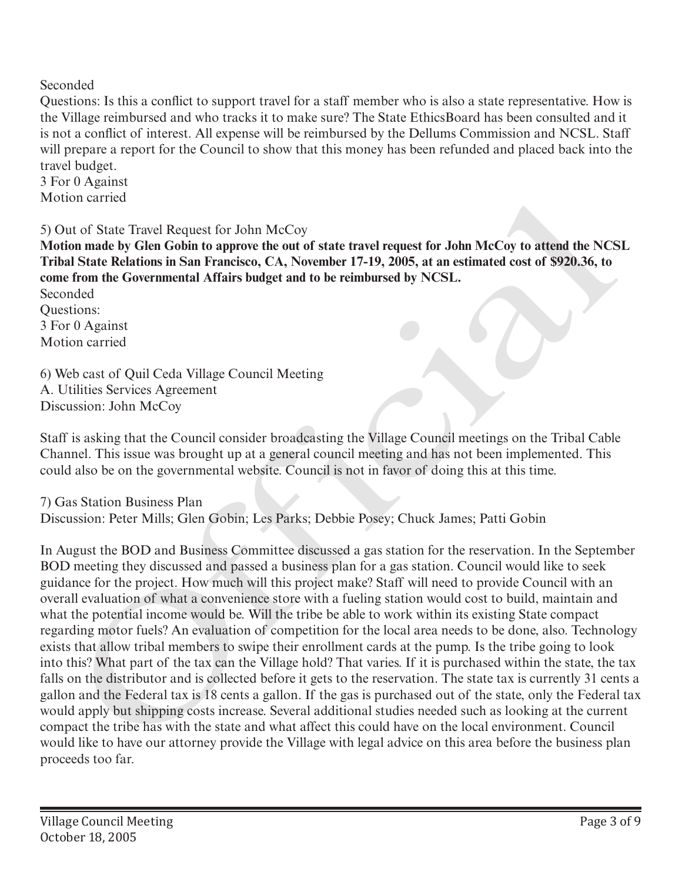Seconded
Questions: Is this a conflict to support travel for a staff member who is also a state representative. How is the Village reimbursed and who tracks it to make sure? The State EthicsBoard has been consulted and it is not a conflict of interest. All expense will be reimbursed by the Dellums Commission and NCSL. Staff will prepare a report for the Council to show that this money has been refunded and placed back into the travel budget.
3 For 0 Against
Motion carried

5) Out of State Travel Request for John McCoy
**Motion made by Glen Gobin to approve the out of state travel request for John McCoy to attend the NCSL Tribal State Relations in San Francisco, CA, November 17-19, 2005, at an estimated cost of $920.36, to come from the Governmental Affairs budget and to be reimbursed by NCSL.**
Seconded
Questions:
3 For 0 Against
Motion carried

6) Web cast of Quil Ceda Village Council Meeting
A. Utilities Services Agreement
Discussion: John McCoy

Staff is asking that the Council consider broadcasting the Village Council meetings on the Tribal Cable Channel. This issue was brought up at a general council meeting and has not been implemented. This could also be on the governmental website. Council is not in favor of doing this at this time.

7) Gas Station Business Plan
Discussion: Peter Mills; Glen Gobin; Les Parks; Debbie Posey; Chuck James; Patti Gobin

In August the BOD and Business Committee discussed a gas station for the reservation. In the September BOD meeting they discussed and passed a business plan for a gas station. Council would like to seek guidance for the project. How much will this project make? Staff will need to provide Council with an overall evaluation of what a convenience store with a fueling station would cost to build, maintain and what the potential income would be. Will the tribe be able to work within its existing State compact regarding motor fuels? An evaluation of competition for the local area needs to be done, also. Technology exists that allow tribal members to swipe their enrollment cards at the pump. Is the tribe going to look into this? What part of the tax can the Village hold? That varies. If it is purchased within the state, the tax falls on the distributor and is collected before it gets to the reservation. The state tax is currently 31 cents a gallon and the Federal tax is 18 cents a gallon. If the gas is purchased out of the state, only the Federal tax would apply but shipping costs increase. Several additional studies needed such as looking at the current compact the tribe has with the state and what affect this could have on the local environment. Council would like to have our attorney provide the Village with legal advice on this area before the business plan proceeds too far.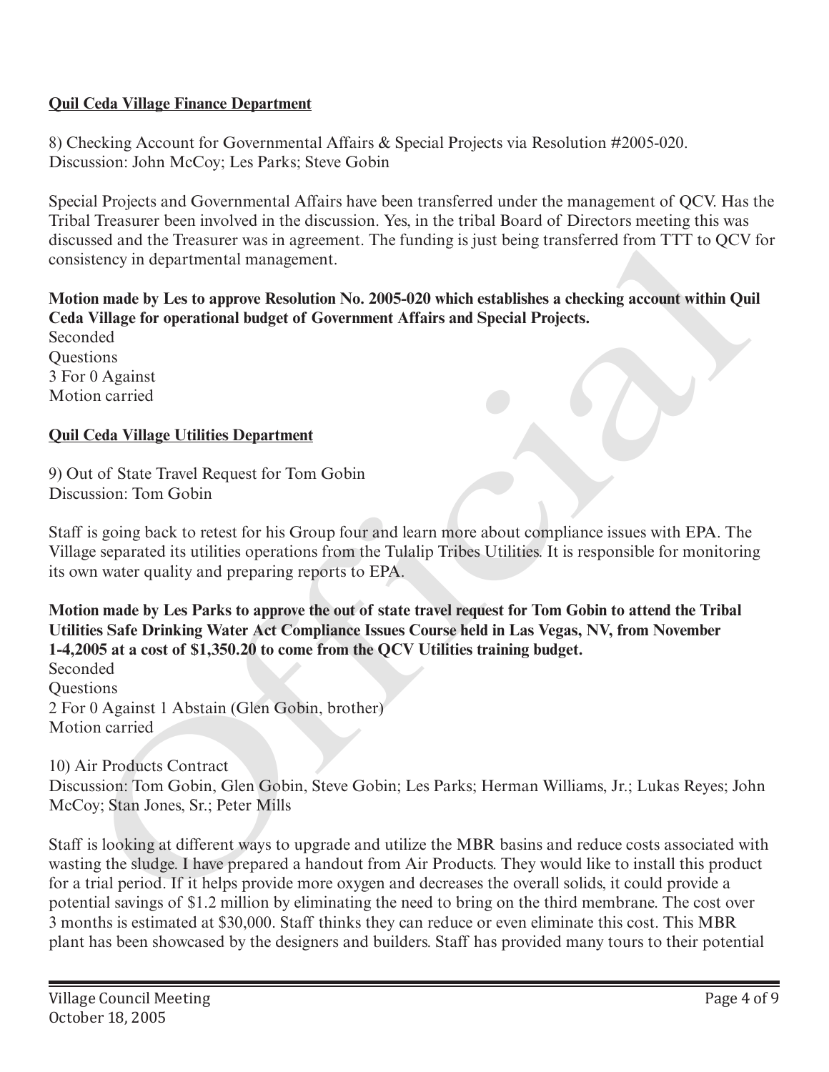**Quil Ceda Village Finance Department**

8) Checking Account for Governmental Affairs & Special Projects via Resolution #2005-020.
Discussion: John McCoy; Les Parks; Steve Gobin

Special Projects and Governmental Affairs have been transferred under the management of QCV. Has the Tribal Treasurer been involved in the discussion. Yes, in the tribal Board of Directors meeting this was discussed and the Treasurer was in agreement. The funding is just being transferred from TTT to QCV for consistency in departmental management.

**Motion made by Les to approve Resolution No. 2005-020 which establishes a checking account within Quil Ceda Village for operational budget of Government Affairs and Special Projects.**
Seconded
Questions
3 For 0 Against
Motion carried

**Quil Ceda Village Utilities Department**

9) Out of State Travel Request for Tom Gobin
Discussion: Tom Gobin

Staff is going back to retest for his Group four and learn more about compliance issues with EPA. The Village separated its utilities operations from the Tulalip Tribes Utilities. It is responsible for monitoring its own water quality and preparing reports to EPA.

**Motion made by Les Parks to approve the out of state travel request for Tom Gobin to attend the Tribal Utilities Safe Drinking Water Act Compliance Issues Course held in Las Vegas, NV, from November 1-4,2005 at a cost of $1,350.20 to come from the QCV Utilities training budget.**
Seconded
Questions
2 For 0 Against 1 Abstain (Glen Gobin, brother)
Motion carried

10) Air Products Contract
Discussion: Tom Gobin, Glen Gobin, Steve Gobin; Les Parks; Herman Williams, Jr.; Lukas Reyes; John McCoy; Stan Jones, Sr.; Peter Mills

Staff is looking at different ways to upgrade and utilize the MBR basins and reduce costs associated with wasting the sludge. I have prepared a handout from Air Products. They would like to install this product for a trial period. If it helps provide more oxygen and decreases the overall solids, it could provide a potential savings of $1.2 million by eliminating the need to bring on the third membrane. The cost over 3 months is estimated at $30,000. Staff thinks they can reduce or even eliminate this cost. This MBR plant has been showcased by the designers and builders. Staff has provided many tours to their potential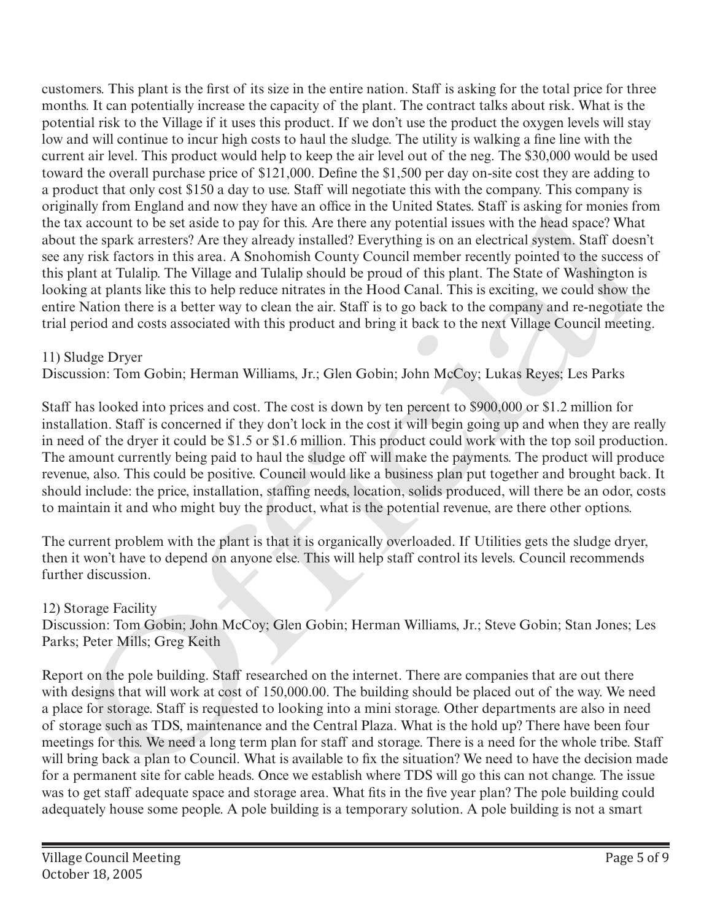customers. This plant is the first of its size in the entire nation. Staff is asking for the total price for three months. It can potentially increase the capacity of the plant. The contract talks about risk. What is the potential risk to the Village if it uses this product. If we don't use the product the oxygen levels will stay low and will continue to incur high costs to haul the sludge. The utility is walking a fine line with the current air level. This product would help to keep the air level out of the neg. The $30,000 would be used toward the overall purchase price of $121,000. Define the $1,500 per day on-site cost they are adding to a product that only cost $150 a day to use. Staff will negotiate this with the company. This company is originally from England and now they have an office in the United States. Staff is asking for monies from the tax account to be set aside to pay for this. Are there any potential issues with the head space? What about the spark arresters? Are they already installed? Everything is on an electrical system. Staff doesn't see any risk factors in this area. A Snohomish County Council member recently pointed to the success of this plant at Tulalip. The Village and Tulalip should be proud of this plant. The State of Washington is looking at plants like this to help reduce nitrates in the Hood Canal. This is exciting, we could show the entire Nation there is a better way to clean the air. Staff is to go back to the company and re-negotiate the trial period and costs associated with this product and bring it back to the next Village Council meeting.

11) Sludge Dryer
Discussion: Tom Gobin; Herman Williams, Jr.; Glen Gobin; John McCoy; Lukas Reyes; Les Parks

Staff has looked into prices and cost. The cost is down by ten percent to $900,000 or $1.2 million for installation. Staff is concerned if they don't lock in the cost it will begin going up and when they are really in need of the dryer it could be $1.5 or $1.6 million. This product could work with the top soil production. The amount currently being paid to haul the sludge off will make the payments. The product will produce revenue, also. This could be positive. Council would like a business plan put together and brought back. It should include: the price, installation, staffing needs, location, solids produced, will there be an odor, costs to maintain it and who might buy the product, what is the potential revenue, are there other options.

The current problem with the plant is that it is organically overloaded. If Utilities gets the sludge dryer, then it won't have to depend on anyone else. This will help staff control its levels. Council recommends further discussion.

12) Storage Facility
Discussion: Tom Gobin; John McCoy; Glen Gobin; Herman Williams, Jr.; Steve Gobin; Stan Jones; Les Parks; Peter Mills; Greg Keith

Report on the pole building. Staff researched on the internet. There are companies that are out there with designs that will work at cost of 150,000.00. The building should be placed out of the way. We need a place for storage. Staff is requested to looking into a mini storage. Other departments are also in need of storage such as TDS, maintenance and the Central Plaza. What is the hold up? There have been four meetings for this. We need a long term plan for staff and storage. There is a need for the whole tribe. Staff will bring back a plan to Council. What is available to fix the situation? We need to have the decision made for a permanent site for cable heads. Once we establish where TDS will go this can not change. The issue was to get staff adequate space and storage area. What fits in the five year plan? The pole building could adequately house some people. A pole building is a temporary solution. A pole building is not a smart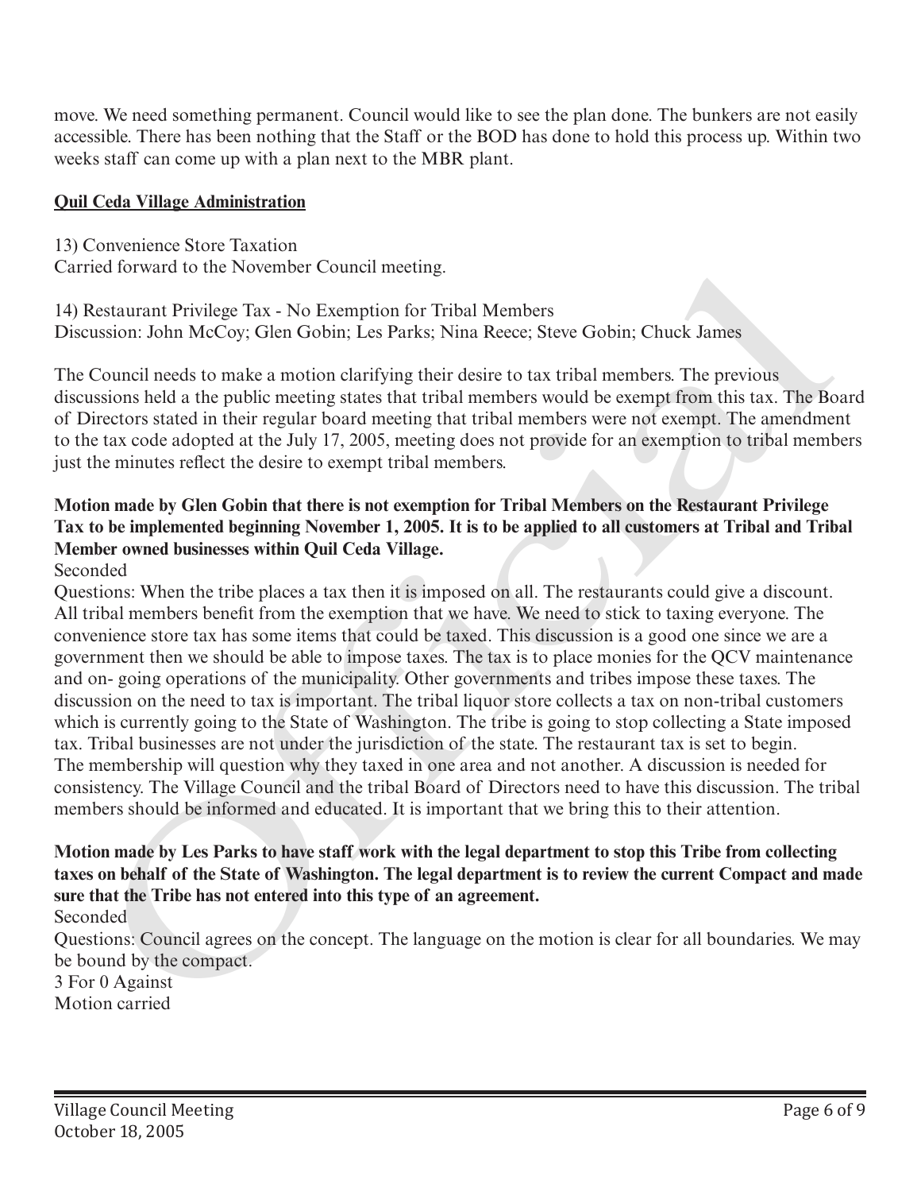move. We need something permanent. Council would like to see the plan done. The bunkers are not easily accessible. There has been nothing that the Staff or the BOD has done to hold this process up. Within two weeks staff can come up with a plan next to the MBR plant.

**Quil Ceda Village Administration**

13) Convenience Store Taxation
Carried forward to the November Council meeting.

14) Restaurant Privilege Tax - No Exemption for Tribal Members
Discussion: John McCoy; Glen Gobin; Les Parks; Nina Reece; Steve Gobin; Chuck James

The Council needs to make a motion clarifying their desire to tax tribal members. The previous discussions held a the public meeting states that tribal members would be exempt from this tax. The Board of Directors stated in their regular board meeting that tribal members were not exempt. The amendment to the tax code adopted at the July 17, 2005, meeting does not provide for an exemption to tribal members just the minutes reflect the desire to exempt tribal members.

**Motion made by Glen Gobin that there is not exemption for Tribal Members on the Restaurant Privilege Tax to be implemented beginning November 1, 2005. It is to be applied to all customers at Tribal and Tribal Member owned businesses within Quil Ceda Village.**
Seconded
Questions: When the tribe places a tax then it is imposed on all. The restaurants could give a discount. All tribal members benefit from the exemption that we have. We need to stick to taxing everyone. The convenience store tax has some items that could be taxed. This discussion is a good one since we are a government then we should be able to impose taxes. The tax is to place monies for the QCV maintenance and on- going operations of the municipality. Other governments and tribes impose these taxes. The discussion on the need to tax is important. The tribal liquor store collects a tax on non-tribal customers which is currently going to the State of Washington. The tribe is going to stop collecting a State imposed tax. Tribal businesses are not under the jurisdiction of the state. The restaurant tax is set to begin. The membership will question why they taxed in one area and not another. A discussion is needed for consistency. The Village Council and the tribal Board of Directors need to have this discussion. The tribal members should be informed and educated. It is important that we bring this to their attention.

**Motion made by Les Parks to have staff work with the legal department to stop this Tribe from collecting taxes on behalf of the State of Washington. The legal department is to review the current Compact and made sure that the Tribe has not entered into this type of an agreement.**
Seconded
Questions: Council agrees on the concept. The language on the motion is clear for all boundaries. We may be bound by the compact.
3 For 0 Against
Motion carried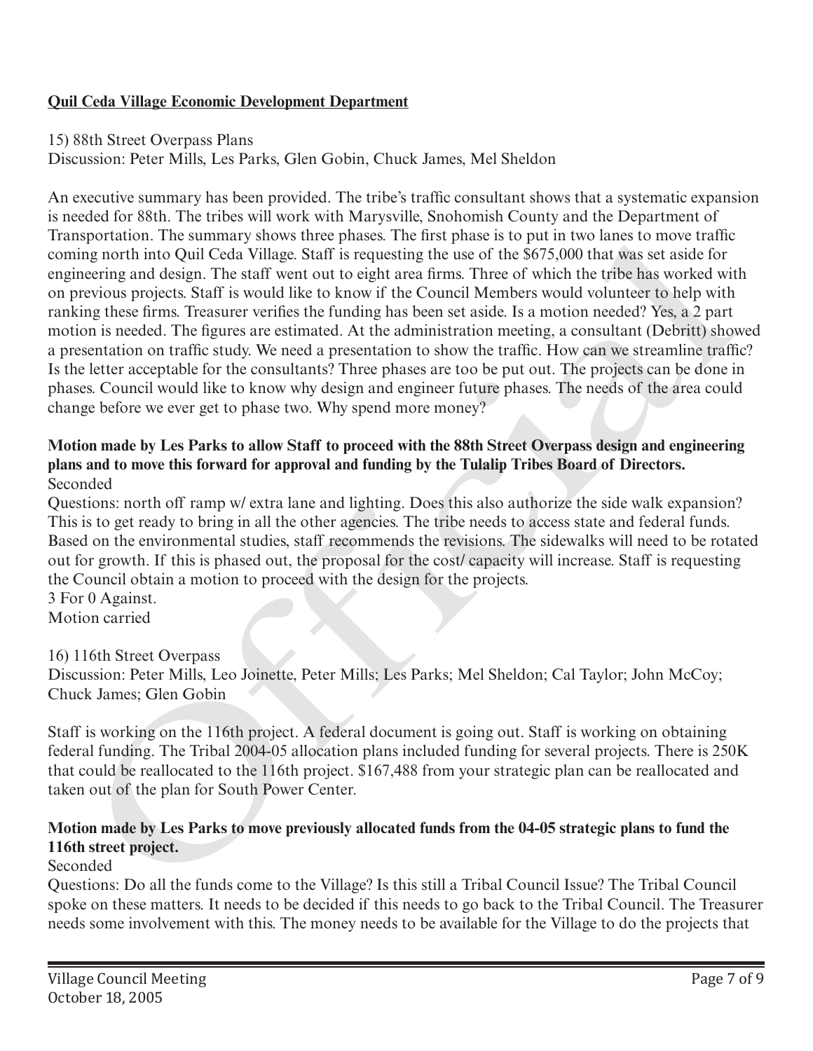**Quil Ceda Village Economic Development Department**

15) 88th Street Overpass Plans
Discussion: Peter Mills, Les Parks, Glen Gobin, Chuck James, Mel Sheldon

An executive summary has been provided. The tribe's traffic consultant shows that a systematic expansion is needed for 88th. The tribes will work with Marysville, Snohomish County and the Department of Transportation. The summary shows three phases. The first phase is to put in two lanes to move traffic coming north into Quil Ceda Village. Staff is requesting the use of the $675,000 that was set aside for engineering and design. The staff went out to eight area firms. Three of which the tribe has worked with on previous projects. Staff is would like to know if the Council Members would volunteer to help with ranking these firms. Treasurer verifies the funding has been set aside. Is a motion needed? Yes, a 2 part motion is needed. The figures are estimated. At the administration meeting, a consultant (Debritt) showed a presentation on traffic study. We need a presentation to show the traffic. How can we streamline traffic? Is the letter acceptable for the consultants? Three phases are too be put out. The projects can be done in phases. Council would like to know why design and engineer future phases. The needs of the area could change before we ever get to phase two. Why spend more money?

**Motion made by Les Parks to allow Staff to proceed with the 88th Street Overpass design and engineering plans and to move this forward for approval and funding by the Tulalip Tribes Board of Directors.**
Seconded
Questions: north off ramp w/ extra lane and lighting. Does this also authorize the side walk expansion? This is to get ready to bring in all the other agencies. The tribe needs to access state and federal funds. Based on the environmental studies, staff recommends the revisions. The sidewalks will need to be rotated out for growth. If this is phased out, the proposal for the cost/ capacity will increase. Staff is requesting the Council obtain a motion to proceed with the design for the projects.
3 For 0 Against.
Motion carried

16) 116th Street Overpass
Discussion: Peter Mills, Leo Joinette, Peter Mills; Les Parks; Mel Sheldon; Cal Taylor; John McCoy; Chuck James; Glen Gobin

Staff is working on the 116th project. A federal document is going out. Staff is working on obtaining federal funding. The Tribal 2004-05 allocation plans included funding for several projects. There is 250K that could be reallocated to the 116th project. $167,488 from your strategic plan can be reallocated and taken out of the plan for South Power Center.

**Motion made by Les Parks to move previously allocated funds from the 04-05 strategic plans to fund the 116th street project.**
Seconded
Questions: Do all the funds come to the Village? Is this still a Tribal Council Issue? The Tribal Council spoke on these matters. It needs to be decided if this needs to go back to the Tribal Council. The Treasurer needs some involvement with this. The money needs to be available for the Village to do the projects that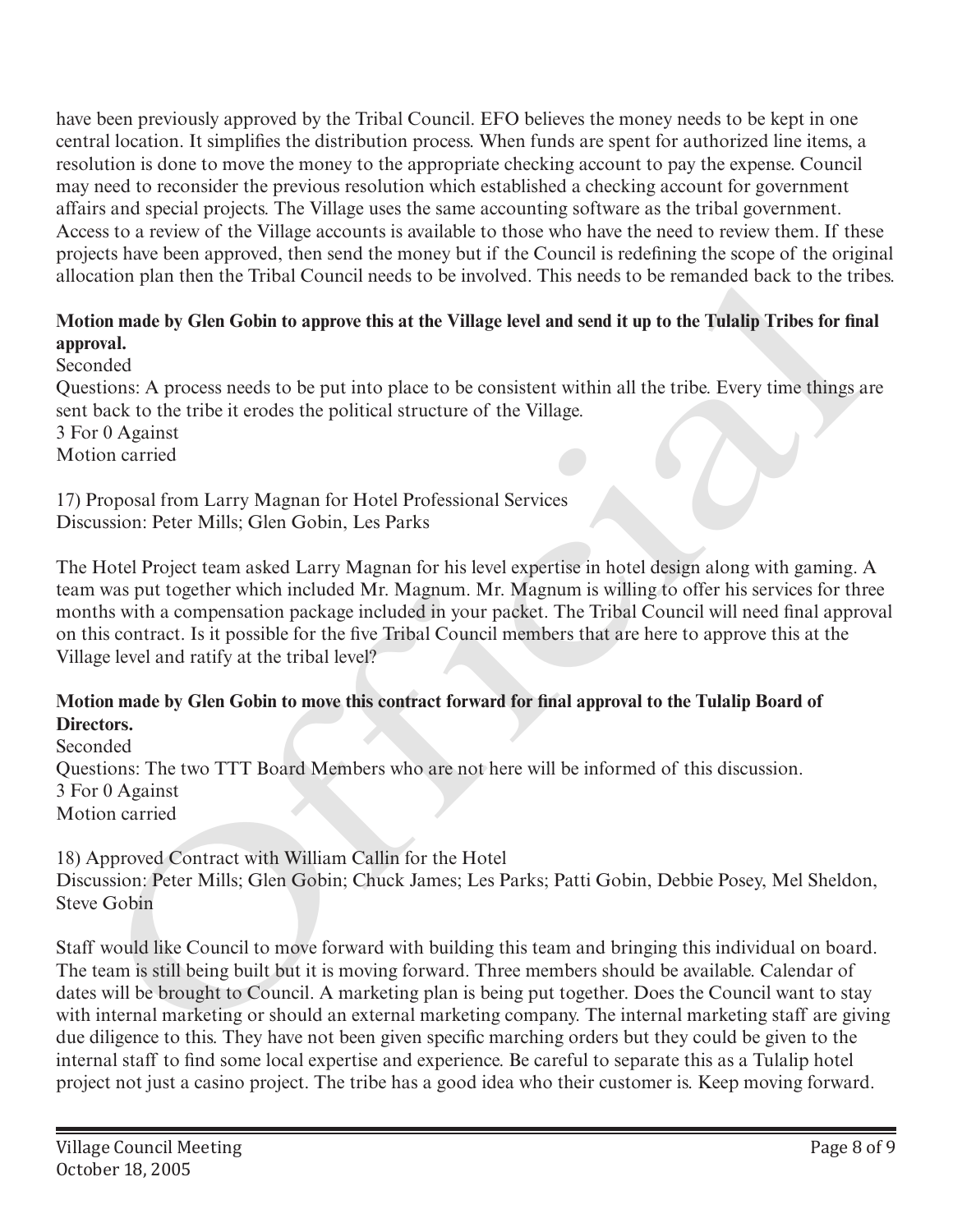have been previously approved by the Tribal Council. EFO believes the money needs to be kept in one central location. It simplifies the distribution process. When funds are spent for authorized line items, a resolution is done to move the money to the appropriate checking account to pay the expense. Council may need to reconsider the previous resolution which established a checking account for government affairs and special projects. The Village uses the same accounting software as the tribal government. Access to a review of the Village accounts is available to those who have the need to review them. If these projects have been approved, then send the money but if the Council is redefining the scope of the original allocation plan then the Tribal Council needs to be involved. This needs to be remanded back to the tribes.

**Motion made by Glen Gobin to approve this at the Village level and send it up to the Tulalip Tribes for final approval.**

Seconded

Questions: A process needs to be put into place to be consistent within all the tribe. Every time things are sent back to the tribe it erodes the political structure of the Village.

3 For 0 Against

Motion carried

17) Proposal from Larry Magnan for Hotel Professional Services

Discussion: Peter Mills; Glen Gobin, Les Parks

The Hotel Project team asked Larry Magnan for his level expertise in hotel design along with gaming. A team was put together which included Mr. Magnum. Mr. Magnum is willing to offer his services for three months with a compensation package included in your packet. The Tribal Council will need final approval on this contract. Is it possible for the five Tribal Council members that are here to approve this at the Village level and ratify at the tribal level?

**Motion made by Glen Gobin to move this contract forward for final approval to the Tulalip Board of Directors.**

Seconded

Questions: The two TTT Board Members who are not here will be informed of this discussion.

3 For 0 Against

Motion carried

18) Approved Contract with William Callin for the Hotel

Discussion: Peter Mills; Glen Gobin; Chuck James; Les Parks; Patti Gobin, Debbie Posey, Mel Sheldon, Steve Gobin

Staff would like Council to move forward with building this team and bringing this individual on board. The team is still being built but it is moving forward. Three members should be available. Calendar of dates will be brought to Council. A marketing plan is being put together. Does the Council want to stay with internal marketing or should an external marketing company. The internal marketing staff are giving due diligence to this. They have not been given specific marching orders but they could be given to the internal staff to find some local expertise and experience. Be careful to separate this as a Tulalip hotel project not just a casino project. The tribe has a good idea who their customer is. Keep moving forward.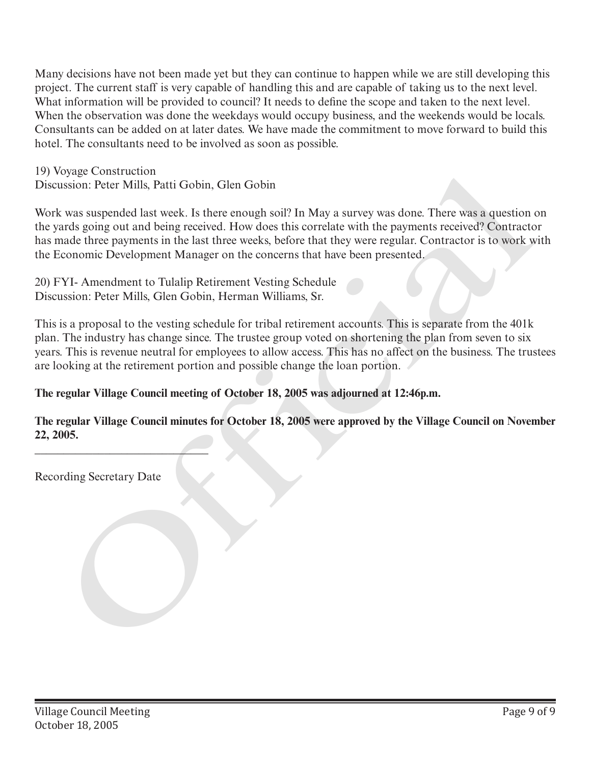Many decisions have not been made yet but they can continue to happen while we are still developing this project. The current staff is very capable of handling this and are capable of taking us to the next level. What information will be provided to council? It needs to define the scope and taken to the next level. When the observation was done the weekdays would occupy business, and the weekends would be locals. Consultants can be added on at later dates. We have made the commitment to move forward to build this hotel. The consultants need to be involved as soon as possible.

19) Voyage Construction
Discussion: Peter Mills, Patti Gobin, Glen Gobin

Work was suspended last week. Is there enough soil? In May a survey was done. There was a question on the yards going out and being received. How does this correlate with the payments received? Contractor has made three payments in the last three weeks, before that they were regular. Contractor is to work with the Economic Development Manager on the concerns that have been presented.

20) FYI- Amendment to Tulalip Retirement Vesting Schedule
Discussion: Peter Mills, Glen Gobin, Herman Williams, Sr.

This is a proposal to the vesting schedule for tribal retirement accounts. This is separate from the 401k plan. The industry has change since. The trustee group voted on shortening the plan from seven to six years. This is revenue neutral for employees to allow access. This has no affect on the business. The trustees are looking at the retirement portion and possible change the loan portion.

**The regular Village Council meeting of October 18, 2005 was adjourned at 12:46p.m.**

**The regular Village Council minutes for October 18, 2005 were approved by the Village Council on November 22, 2005.**

______________________________

Recording Secretary Date